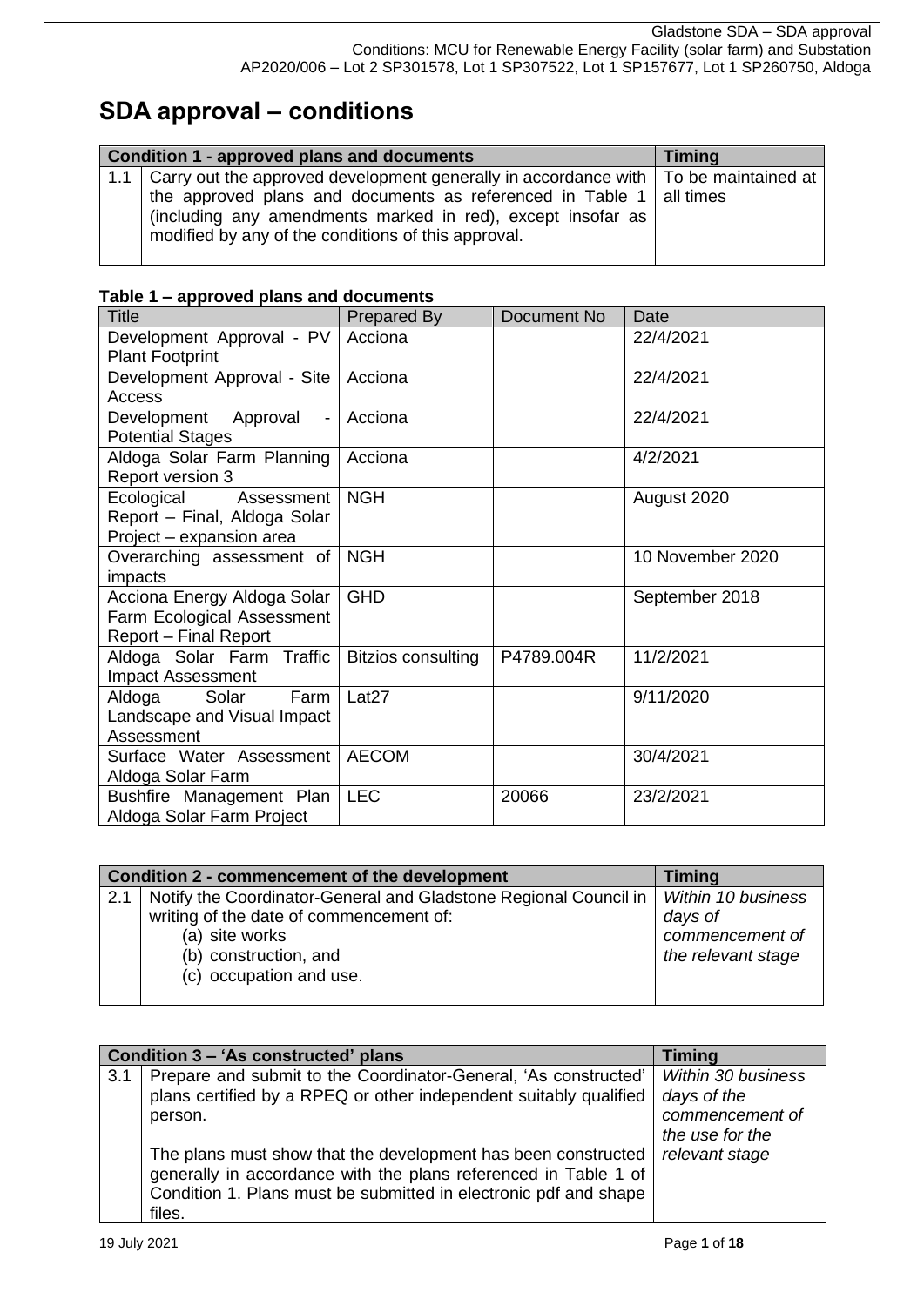# SDA approval – conditions

| Condition 1 - approved plans and documents | | Timing |
|---|---|---|
| 1.1 | Carry out the approved development generally in accordance with the approved plans and documents as referenced in Table 1 (including any amendments marked in red), except insofar as modified by any of the conditions of this approval. | To be maintained at all times |

**Table 1 – approved plans and documents**

| Title | Prepared By | Document No | Date |
|---|---|---|---|
| Development Approval - PV Plant Footprint | Acciona | | 22/4/2021 |
| Development Approval - Site Access | Acciona | | 22/4/2021 |
| Development Approval - Potential Stages | Acciona | | 22/4/2021 |
| Aldoga Solar Farm Planning Report version 3 | Acciona | | 4/2/2021 |
| Ecological Assessment Report – Final, Aldoga Solar Project – expansion area | NGH | | August 2020 |
| Overarching assessment of impacts | NGH | | 10 November 2020 |
| Acciona Energy Aldoga Solar Farm Ecological Assessment Report – Final Report | GHD | | September 2018 |
| Aldoga Solar Farm Traffic Impact Assessment | Bitzios consulting | P4789.004R | 11/2/2021 |
| Aldoga Solar Farm Landscape and Visual Impact Assessment | Lat27 | | 9/11/2020 |
| Surface Water Assessment Aldoga Solar Farm | AECOM | | 30/4/2021 |
| Bushfire Management Plan Aldoga Solar Farm Project | LEC | 20066 | 23/2/2021 |

| Condition 2 - commencement of the development | | Timing |
|---|---|---|
| 2.1 | Notify the Coordinator-General and Gladstone Regional Council in writing of the date of commencement of:<br>(a) site works<br>(b) construction, and<br>(c) occupation and use. | *Within 10 business days of commencement of the relevant stage* |

| Condition 3 – 'As constructed' plans | | Timing |
|---|---|---|
| 3.1 | Prepare and submit to the Coordinator-General, 'As constructed' plans certified by a RPEQ or other independent suitably qualified person.<br><br>The plans must show that the development has been constructed generally in accordance with the plans referenced in Table 1 of Condition 1. Plans must be submitted in electronic pdf and shape files. | *Within 30 business days of the commencement of the use for the relevant stage* |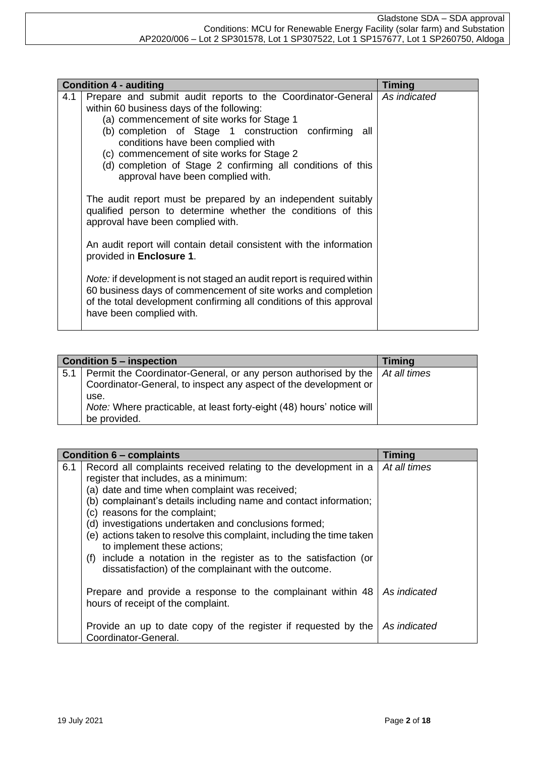| Condition 4 - auditing | | Timing |
|---|---|---|
| 4.1 | Prepare and submit audit reports to the Coordinator-General within 60 business days of the following:<br>(a) commencement of site works for Stage 1<br>(b) completion of Stage 1 construction confirming all conditions have been complied with<br>(c) commencement of site works for Stage 2<br>(d) completion of Stage 2 confirming all conditions of this approval have been complied with.<br><br>The audit report must be prepared by an independent suitably qualified person to determine whether the conditions of this approval have been complied with.<br><br>An audit report will contain detail consistent with the information provided in **Enclosure 1**.<br><br>*Note:* if development is not staged an audit report is required within 60 business days of commencement of site works and completion of the total development confirming all conditions of this approval have been complied with. | *As indicated* |

| Condition 5 – inspection | | Timing |
|---|---|---|
| 5.1 | Permit the Coordinator-General, or any person authorised by the Coordinator-General, to inspect any aspect of the development or use.<br>*Note:* Where practicable, at least forty-eight (48) hours' notice will be provided. | *At all times* |

| Condition 6 – complaints | | Timing |
|---|---|---|
| 6.1 | Record all complaints received relating to the development in a register that includes, as a minimum:<br>(a) date and time when complaint was received;<br>(b) complainant's details including name and contact information;<br>(c) reasons for the complaint;<br>(d) investigations undertaken and conclusions formed;<br>(e) actions taken to resolve this complaint, including the time taken to implement these actions;<br>(f) include a notation in the register as to the satisfaction (or dissatisfaction) of the complainant with the outcome. | *At all times* |
| | Prepare and provide a response to the complainant within 48 hours of receipt of the complaint. | *As indicated* |
| | Provide an up to date copy of the register if requested by the Coordinator-General. | *As indicated* |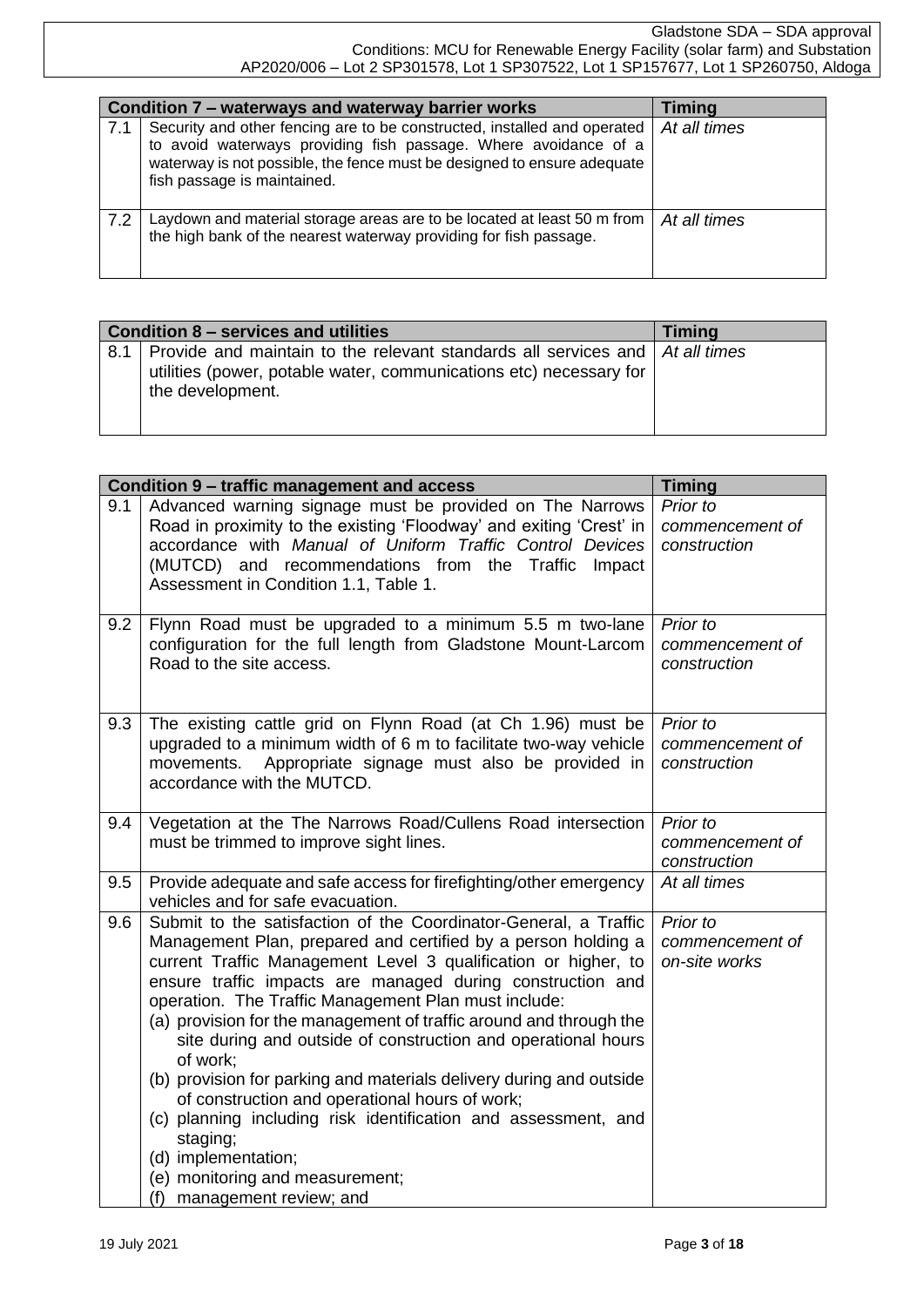| Condition 7 – waterways and waterway barrier works | | Timing |
|---|---|---|
| 7.1 | Security and other fencing are to be constructed, installed and operated to avoid waterways providing fish passage. Where avoidance of a waterway is not possible, the fence must be designed to ensure adequate fish passage is maintained. | *At all times* |
| 7.2 | Laydown and material storage areas are to be located at least 50 m from the high bank of the nearest waterway providing for fish passage. | *At all times* |

| Condition 8 – services and utilities | | Timing |
|---|---|---|
| 8.1 | Provide and maintain to the relevant standards all services and utilities (power, potable water, communications etc) necessary for the development. | *At all times* |

| Condition 9 – traffic management and access | | Timing |
|---|---|---|
| 9.1 | Advanced warning signage must be provided on The Narrows Road in proximity to the existing 'Floodway' and exiting 'Crest' in accordance with *Manual of Uniform Traffic Control Devices* (MUTCD) and recommendations from the Traffic Impact Assessment in Condition 1.1, Table 1. | *Prior to commencement of construction* |
| 9.2 | Flynn Road must be upgraded to a minimum 5.5 m two-lane configuration for the full length from Gladstone Mount-Larcom Road to the site access. | *Prior to commencement of construction* |
| 9.3 | The existing cattle grid on Flynn Road (at Ch 1.96) must be upgraded to a minimum width of 6 m to facilitate two-way vehicle movements. Appropriate signage must also be provided in accordance with the MUTCD. | *Prior to commencement of construction* |
| 9.4 | Vegetation at the The Narrows Road/Cullens Road intersection must be trimmed to improve sight lines. | *Prior to commencement of construction* |
| 9.5 | Provide adequate and safe access for firefighting/other emergency vehicles and for safe evacuation. | *At all times* |
| 9.6 | Submit to the satisfaction of the Coordinator-General, a Traffic Management Plan, prepared and certified by a person holding a current Traffic Management Level 3 qualification or higher, to ensure traffic impacts are managed during construction and operation. The Traffic Management Plan must include:<br>(a) provision for the management of traffic around and through the site during and outside of construction and operational hours of work;<br>(b) provision for parking and materials delivery during and outside of construction and operational hours of work;<br>(c) planning including risk identification and assessment, and staging;<br>(d) implementation;<br>(e) monitoring and measurement;<br>(f) management review; and | *Prior to commencement of on-site works* |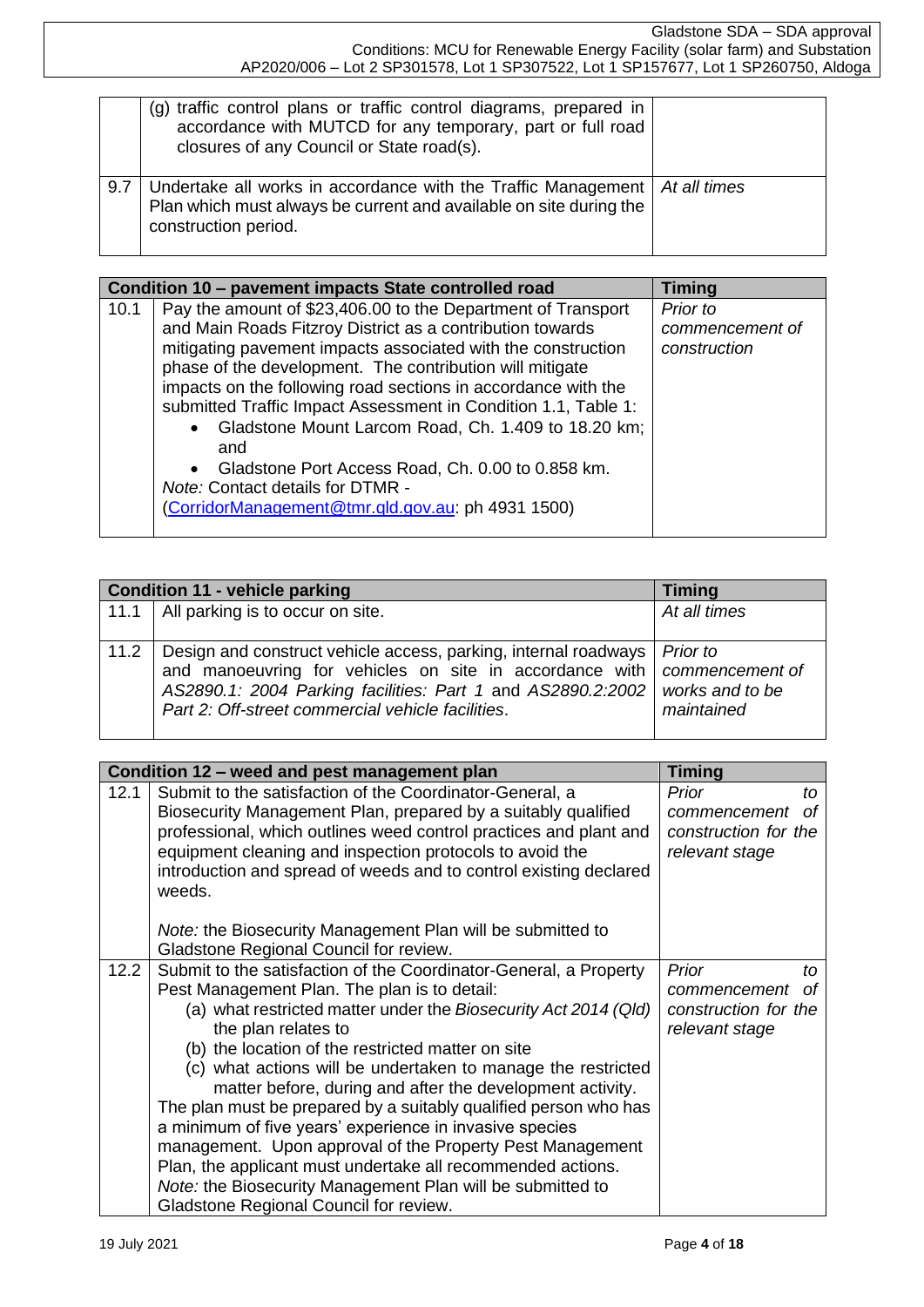| | | |
|---|---|---|
| | (g) traffic control plans or traffic control diagrams, prepared in accordance with MUTCD for any temporary, part or full road closures of any Council or State road(s). | |
| 9.7 | Undertake all works in accordance with the Traffic Management Plan which must always be current and available on site during the construction period. | *At all times* |

| **Condition 10 – pavement impacts State controlled road** | | **Timing** |
|---|---|---|
| 10.1 | Pay the amount of $23,406.00 to the Department of Transport and Main Roads Fitzroy District as a contribution towards mitigating pavement impacts associated with the construction phase of the development. The contribution will mitigate impacts on the following road sections in accordance with the submitted Traffic Impact Assessment in Condition 1.1, Table 1:<br>• Gladstone Mount Larcom Road, Ch. 1.409 to 18.20 km; and<br>• Gladstone Port Access Road, Ch. 0.00 to 0.858 km.<br>*Note:* Contact details for DTMR - (CorridorManagement@tmr.qld.gov.au: ph 4931 1500) | *Prior to commencement of construction* |

| **Condition 11 - vehicle parking** | | **Timing** |
|---|---|---|
| 11.1 | All parking is to occur on site. | *At all times* |
| 11.2 | Design and construct vehicle access, parking, internal roadways and manoeuvring for vehicles on site in accordance with *AS2890.1: 2004 Parking facilities: Part 1* and *AS2890.2:2002 Part 2: Off-street commercial vehicle facilities*. | *Prior to commencement of works and to be maintained* |

| **Condition 12 – weed and pest management plan** | | **Timing** |
|---|---|---|
| 12.1 | Submit to the satisfaction of the Coordinator-General, a Biosecurity Management Plan, prepared by a suitably qualified professional, which outlines weed control practices and plant and equipment cleaning and inspection protocols to avoid the introduction and spread of weeds and to control existing declared weeds.<br><br>*Note:* the Biosecurity Management Plan will be submitted to Gladstone Regional Council for review. | *Prior to commencement of construction for the relevant stage* |
| 12.2 | Submit to the satisfaction of the Coordinator-General, a Property Pest Management Plan. The plan is to detail:<br>(a) what restricted matter under the *Biosecurity Act 2014 (Qld)* the plan relates to<br>(b) the location of the restricted matter on site<br>(c) what actions will be undertaken to manage the restricted matter before, during and after the development activity.<br>The plan must be prepared by a suitably qualified person who has a minimum of five years' experience in invasive species management. Upon approval of the Property Pest Management Plan, the applicant must undertake all recommended actions.<br>*Note:* the Biosecurity Management Plan will be submitted to Gladstone Regional Council for review. | *Prior to commencement of construction for the relevant stage* |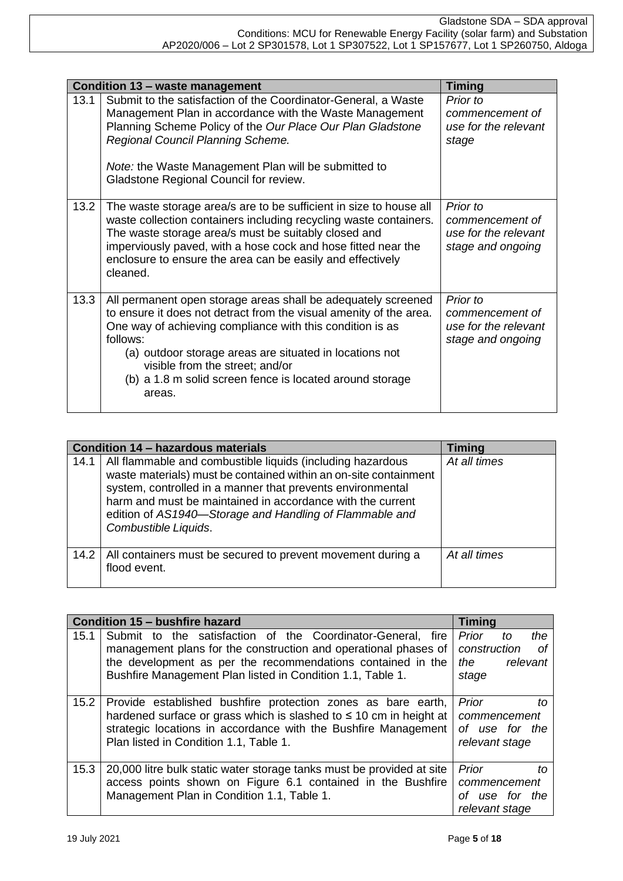| Condition 13 – waste management | | Timing |
|---|---|---|
| 13.1 | Submit to the satisfaction of the Coordinator-General, a Waste Management Plan in accordance with the Waste Management Planning Scheme Policy of the *Our Place Our Plan Gladstone Regional Council Planning Scheme.*<br><br>*Note:* the Waste Management Plan will be submitted to Gladstone Regional Council for review. | *Prior to commencement of use for the relevant stage* |
| 13.2 | The waste storage area/s are to be sufficient in size to house all waste collection containers including recycling waste containers. The waste storage area/s must be suitably closed and imperviously paved, with a hose cock and hose fitted near the enclosure to ensure the area can be easily and effectively cleaned. | *Prior to commencement of use for the relevant stage and ongoing* |
| 13.3 | All permanent open storage areas shall be adequately screened to ensure it does not detract from the visual amenity of the area. One way of achieving compliance with this condition is as follows:<br>(a) outdoor storage areas are situated in locations not visible from the street; and/or<br>(b) a 1.8 m solid screen fence is located around storage areas. | *Prior to commencement of use for the relevant stage and ongoing* |

| Condition 14 – hazardous materials | | Timing |
|---|---|---|
| 14.1 | All flammable and combustible liquids (including hazardous waste materials) must be contained within an on-site containment system, controlled in a manner that prevents environmental harm and must be maintained in accordance with the current edition of *AS1940—Storage and Handling of Flammable and Combustible Liquids*. | *At all times* |
| 14.2 | All containers must be secured to prevent movement during a flood event. | *At all times* |

| Condition 15 – bushfire hazard | | Timing |
|---|---|---|
| 15.1 | Submit to the satisfaction of the Coordinator-General, fire management plans for the construction and operational phases of the development as per the recommendations contained in the Bushfire Management Plan listed in Condition 1.1, Table 1. | *Prior to the construction of the relevant stage* |
| 15.2 | Provide established bushfire protection zones as bare earth, hardened surface or grass which is slashed to ≤ 10 cm in height at strategic locations in accordance with the Bushfire Management Plan listed in Condition 1.1, Table 1. | *Prior to commencement of use for the relevant stage* |
| 15.3 | 20,000 litre bulk static water storage tanks must be provided at site access points shown on Figure 6.1 contained in the Bushfire Management Plan in Condition 1.1, Table 1. | *Prior to commencement of use for the relevant stage* |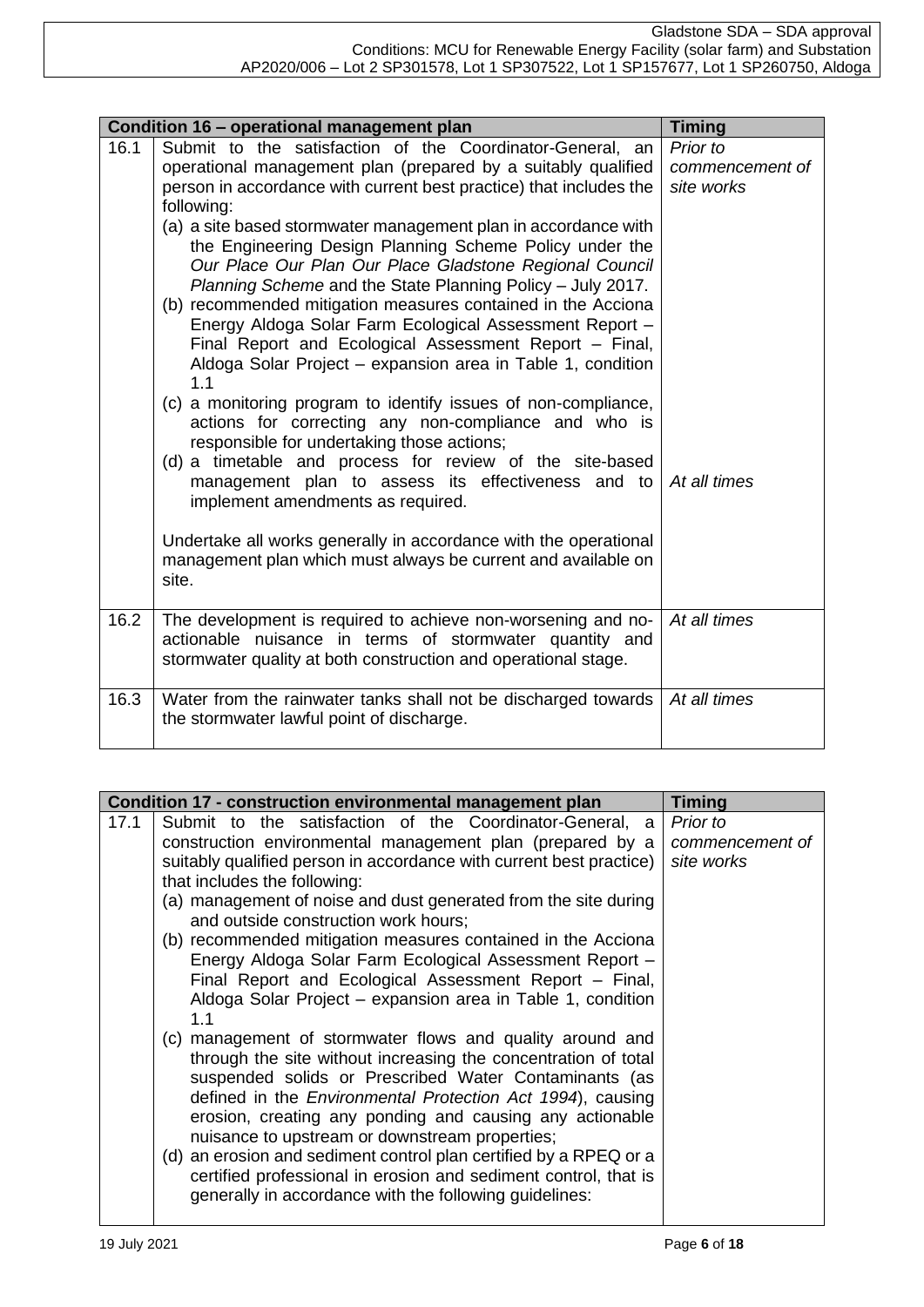| Condition 16 – operational management plan | | Timing |
|---|---|---|
| 16.1 | Submit to the satisfaction of the Coordinator-General, an operational management plan (prepared by a suitably qualified person in accordance with current best practice) that includes the following:<br>(a) a site based stormwater management plan in accordance with the Engineering Design Planning Scheme Policy under the *Our Place Our Plan Our Place Gladstone Regional Council Planning Scheme* and the State Planning Policy – July 2017.<br>(b) recommended mitigation measures contained in the Acciona Energy Aldoga Solar Farm Ecological Assessment Report – Final Report and Ecological Assessment Report – Final, Aldoga Solar Project – expansion area in Table 1, condition 1.1<br>(c) a monitoring program to identify issues of non-compliance, actions for correcting any non-compliance and who is responsible for undertaking those actions;<br>(d) a timetable and process for review of the site-based management plan to assess its effectiveness and to implement amendments as required.<br><br>Undertake all works generally in accordance with the operational management plan which must always be current and available on site. | *Prior to commencement of site works*<br><br>*At all times* |
| 16.2 | The development is required to achieve non-worsening and no-actionable nuisance in terms of stormwater quantity and stormwater quality at both construction and operational stage. | *At all times* |
| 16.3 | Water from the rainwater tanks shall not be discharged towards the stormwater lawful point of discharge. | *At all times* |

| Condition 17 - construction environmental management plan | | Timing |
|---|---|---|
| 17.1 | Submit to the satisfaction of the Coordinator-General, a construction environmental management plan (prepared by a suitably qualified person in accordance with current best practice) that includes the following:<br>(a) management of noise and dust generated from the site during and outside construction work hours;<br>(b) recommended mitigation measures contained in the Acciona Energy Aldoga Solar Farm Ecological Assessment Report – Final Report and Ecological Assessment Report – Final, Aldoga Solar Project – expansion area in Table 1, condition 1.1<br>(c) management of stormwater flows and quality around and through the site without increasing the concentration of total suspended solids or Prescribed Water Contaminants (as defined in the *Environmental Protection Act 1994*), causing erosion, creating any ponding and causing any actionable nuisance to upstream or downstream properties;<br>(d) an erosion and sediment control plan certified by a RPEQ or a certified professional in erosion and sediment control, that is generally in accordance with the following guidelines: | *Prior to commencement of site works* |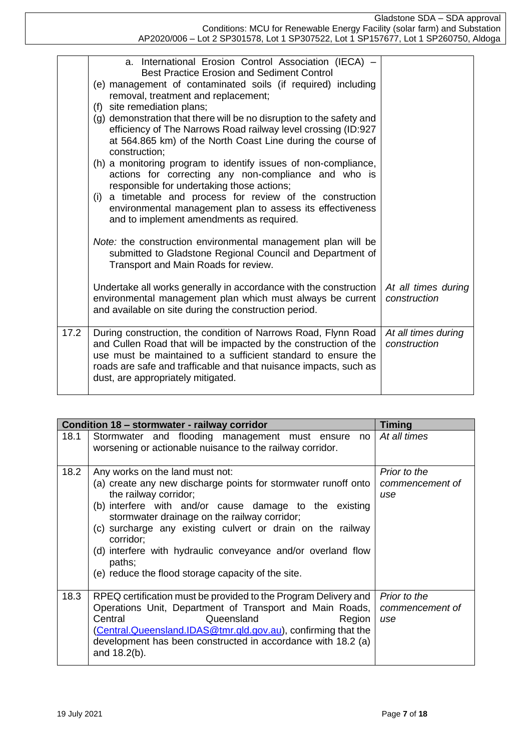| | | |
|---|---|---|
| | a. International Erosion Control Association (IECA) – Best Practice Erosion and Sediment Control<br>(e) management of contaminated soils (if required) including removal, treatment and replacement;<br>(f) site remediation plans;<br>(g) demonstration that there will be no disruption to the safety and efficiency of The Narrows Road railway level crossing (ID:927 at 564.865 km) of the North Coast Line during the course of construction;<br>(h) a monitoring program to identify issues of non-compliance, actions for correcting any non-compliance and who is responsible for undertaking those actions;<br>(i) a timetable and process for review of the construction environmental management plan to assess its effectiveness and to implement amendments as required.<br><br>*Note:* the construction environmental management plan will be submitted to Gladstone Regional Council and Department of Transport and Main Roads for review.<br><br>Undertake all works generally in accordance with the construction environmental management plan which must always be current and available on site during the construction period. | *At all times during construction* |
| 17.2 | During construction, the condition of Narrows Road, Flynn Road and Cullen Road that will be impacted by the construction of the use must be maintained to a sufficient standard to ensure the roads are safe and trafficable and that nuisance impacts, such as dust, are appropriately mitigated. | *At all times during construction* |

| **Condition 18 – stormwater - railway corridor** | | **Timing** |
|---|---|---|
| 18.1 | Stormwater and flooding management must ensure no worsening or actionable nuisance to the railway corridor. | *At all times* |
| 18.2 | Any works on the land must not:<br>(a) create any new discharge points for stormwater runoff onto the railway corridor;<br>(b) interfere with and/or cause damage to the existing stormwater drainage on the railway corridor;<br>(c) surcharge any existing culvert or drain on the railway corridor;<br>(d) interfere with hydraulic conveyance and/or overland flow paths;<br>(e) reduce the flood storage capacity of the site. | *Prior to the commencement of use* |
| 18.3 | RPEQ certification must be provided to the Program Delivery and Operations Unit, Department of Transport and Main Roads, Central Queensland Region (Central.Queensland.IDAS@tmr.qld.gov.au), confirming that the development has been constructed in accordance with 18.2 (a) and 18.2(b). | *Prior to the commencement of use* |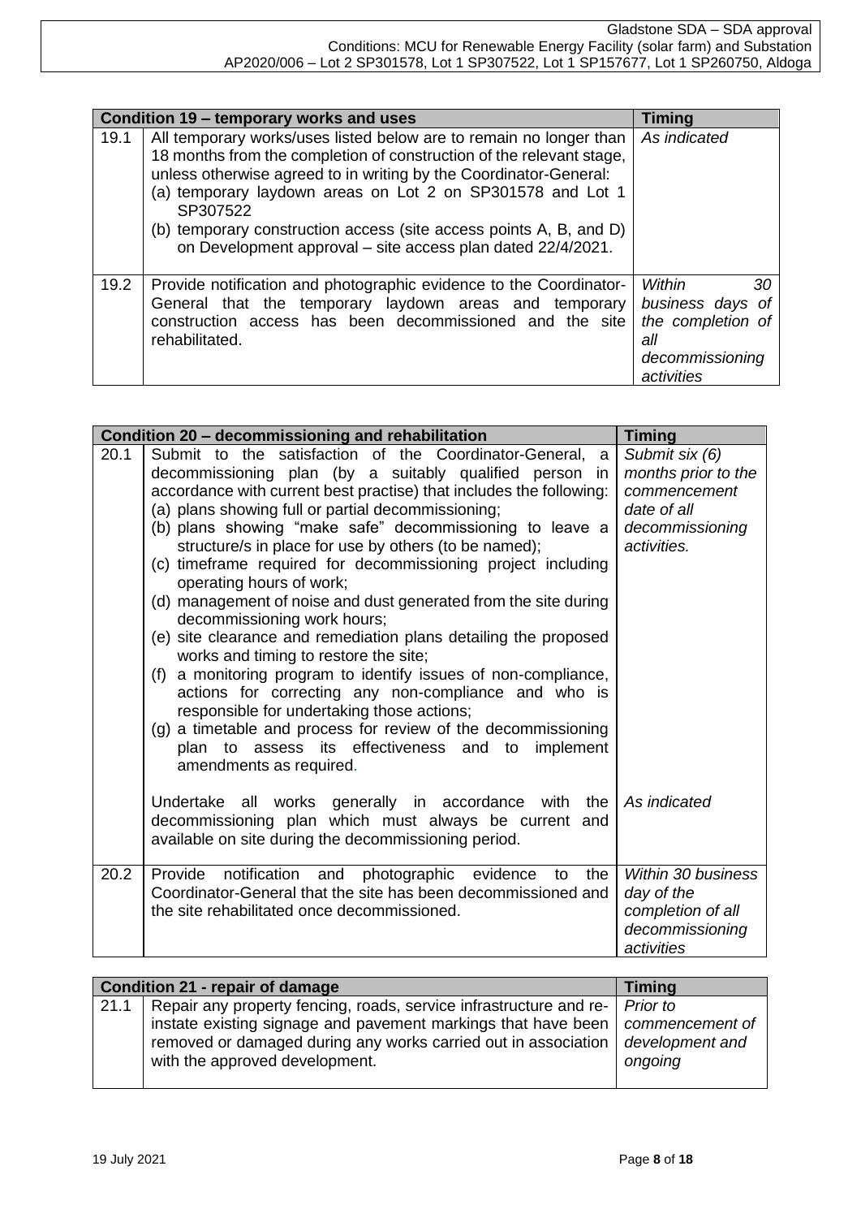| Condition 19 – temporary works and uses | | Timing |
|---|---|---|
| 19.1 | All temporary works/uses listed below are to remain no longer than 18 months from the completion of construction of the relevant stage, unless otherwise agreed to in writing by the Coordinator-General:<br>(a) temporary laydown areas on Lot 2 on SP301578 and Lot 1 SP307522<br>(b) temporary construction access (site access points A, B, and D) on Development approval – site access plan dated 22/4/2021. | *As indicated* |
| 19.2 | Provide notification and photographic evidence to the Coordinator-General that the temporary laydown areas and temporary construction access has been decommissioned and the site rehabilitated. | *Within 30 business days of the completion of all decommissioning activities* |

| Condition 20 – decommissioning and rehabilitation | | Timing |
|---|---|---|
| 20.1 | Submit to the satisfaction of the Coordinator-General, a decommissioning plan (by a suitably qualified person in accordance with current best practise) that includes the following:<br>(a) plans showing full or partial decommissioning;<br>(b) plans showing "make safe" decommissioning to leave a structure/s in place for use by others (to be named);<br>(c) timeframe required for decommissioning project including operating hours of work;<br>(d) management of noise and dust generated from the site during decommissioning work hours;<br>(e) site clearance and remediation plans detailing the proposed works and timing to restore the site;<br>(f) a monitoring program to identify issues of non-compliance, actions for correcting any non-compliance and who is responsible for undertaking those actions;<br>(g) a timetable and process for review of the decommissioning plan to assess its effectiveness and to implement amendments as required. | *Submit six (6) months prior to the commencement date of all decommissioning activities.* |
| | Undertake all works generally in accordance with the decommissioning plan which must always be current and available on site during the decommissioning period. | *As indicated* |
| 20.2 | Provide notification and photographic evidence to the Coordinator-General that the site has been decommissioned and the site rehabilitated once decommissioned. | *Within 30 business day of the completion of all decommissioning activities* |

| Condition 21 - repair of damage | | Timing |
|---|---|---|
| 21.1 | Repair any property fencing, roads, service infrastructure and re-instate existing signage and pavement markings that have been removed or damaged during any works carried out in association with the approved development. | *Prior to commencement of development and ongoing* |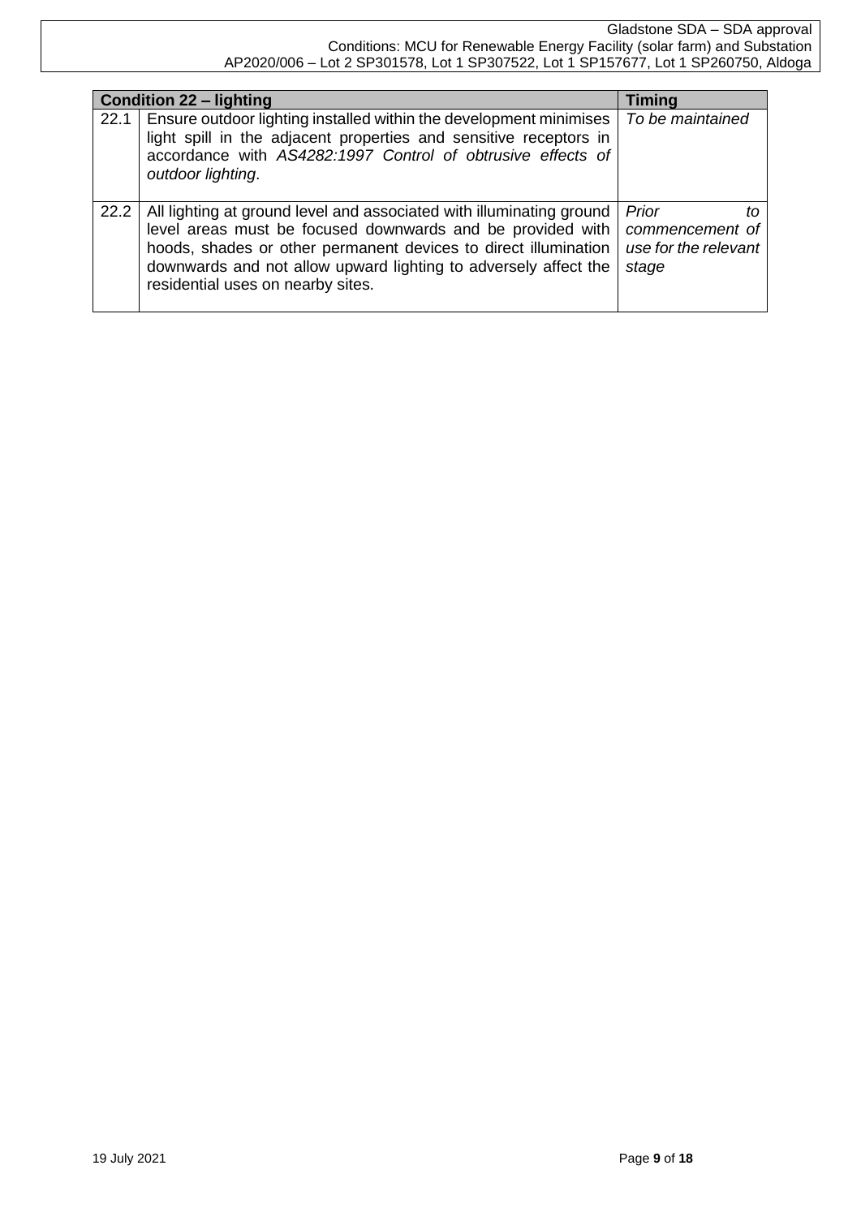| Condition 22 – lighting | | Timing |
|---|---|---|
| 22.1 | Ensure outdoor lighting installed within the development minimises light spill in the adjacent properties and sensitive receptors in accordance with *AS4282:1997 Control of obtrusive effects of outdoor lighting*. | *To be maintained* |
| 22.2 | All lighting at ground level and associated with illuminating ground level areas must be focused downwards and be provided with hoods, shades or other permanent devices to direct illumination downwards and not allow upward lighting to adversely affect the residential uses on nearby sites. | *Prior to commencement of use for the relevant stage* |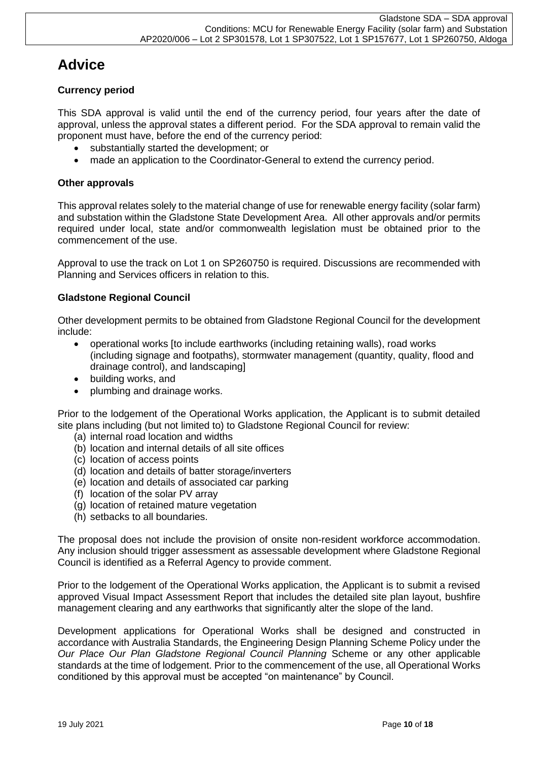# Advice

### Currency period

This SDA approval is valid until the end of the currency period, four years after the date of approval, unless the approval states a different period. For the SDA approval to remain valid the proponent must have, before the end of the currency period:

- substantially started the development; or
- made an application to the Coordinator-General to extend the currency period.

### Other approvals

This approval relates solely to the material change of use for renewable energy facility (solar farm) and substation within the Gladstone State Development Area. All other approvals and/or permits required under local, state and/or commonwealth legislation must be obtained prior to the commencement of the use.

Approval to use the track on Lot 1 on SP260750 is required. Discussions are recommended with Planning and Services officers in relation to this.

### Gladstone Regional Council

Other development permits to be obtained from Gladstone Regional Council for the development include:

- operational works [to include earthworks (including retaining walls), road works (including signage and footpaths), stormwater management (quantity, quality, flood and drainage control), and landscaping]
- building works, and
- plumbing and drainage works.

Prior to the lodgement of the Operational Works application, the Applicant is to submit detailed site plans including (but not limited to) to Gladstone Regional Council for review:

(a) internal road location and widths
(b) location and internal details of all site offices
(c) location of access points
(d) location and details of batter storage/inverters
(e) location and details of associated car parking
(f) location of the solar PV array
(g) location of retained mature vegetation
(h) setbacks to all boundaries.

The proposal does not include the provision of onsite non-resident workforce accommodation. Any inclusion should trigger assessment as assessable development where Gladstone Regional Council is identified as a Referral Agency to provide comment.

Prior to the lodgement of the Operational Works application, the Applicant is to submit a revised approved Visual Impact Assessment Report that includes the detailed site plan layout, bushfire management clearing and any earthworks that significantly alter the slope of the land.

Development applications for Operational Works shall be designed and constructed in accordance with Australia Standards, the Engineering Design Planning Scheme Policy under the *Our Place Our Plan Gladstone Regional Council Planning* Scheme or any other applicable standards at the time of lodgement. Prior to the commencement of the use, all Operational Works conditioned by this approval must be accepted "on maintenance" by Council.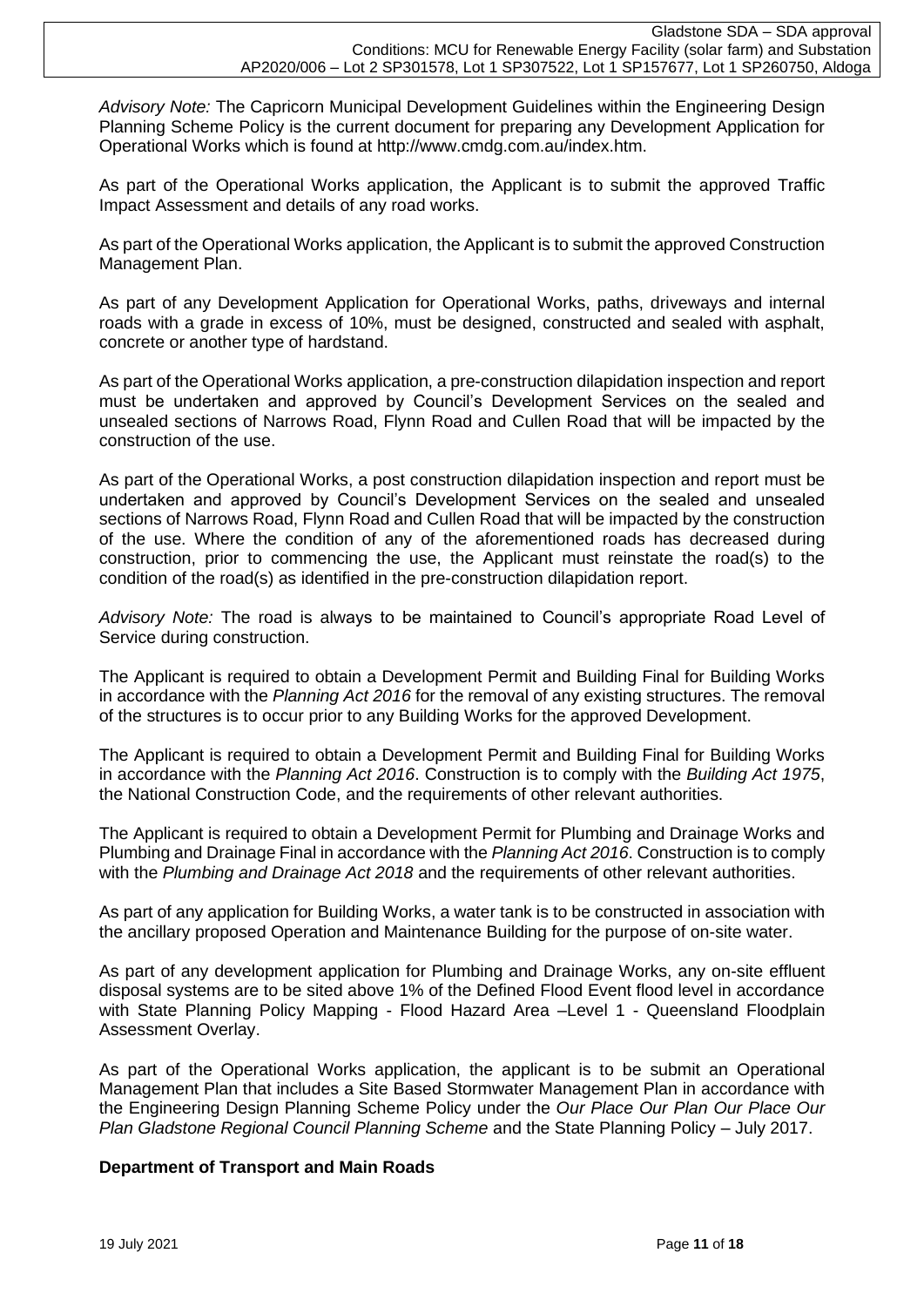*Advisory Note:* The Capricorn Municipal Development Guidelines within the Engineering Design Planning Scheme Policy is the current document for preparing any Development Application for Operational Works which is found at http://www.cmdg.com.au/index.htm.

As part of the Operational Works application, the Applicant is to submit the approved Traffic Impact Assessment and details of any road works.

As part of the Operational Works application, the Applicant is to submit the approved Construction Management Plan.

As part of any Development Application for Operational Works, paths, driveways and internal roads with a grade in excess of 10%, must be designed, constructed and sealed with asphalt, concrete or another type of hardstand.

As part of the Operational Works application, a pre-construction dilapidation inspection and report must be undertaken and approved by Council's Development Services on the sealed and unsealed sections of Narrows Road, Flynn Road and Cullen Road that will be impacted by the construction of the use.

As part of the Operational Works, a post construction dilapidation inspection and report must be undertaken and approved by Council's Development Services on the sealed and unsealed sections of Narrows Road, Flynn Road and Cullen Road that will be impacted by the construction of the use. Where the condition of any of the aforementioned roads has decreased during construction, prior to commencing the use, the Applicant must reinstate the road(s) to the condition of the road(s) as identified in the pre-construction dilapidation report.

*Advisory Note:* The road is always to be maintained to Council's appropriate Road Level of Service during construction.

The Applicant is required to obtain a Development Permit and Building Final for Building Works in accordance with the *Planning Act 2016* for the removal of any existing structures. The removal of the structures is to occur prior to any Building Works for the approved Development.

The Applicant is required to obtain a Development Permit and Building Final for Building Works in accordance with the *Planning Act 2016*. Construction is to comply with the *Building Act 1975*, the National Construction Code, and the requirements of other relevant authorities.

The Applicant is required to obtain a Development Permit for Plumbing and Drainage Works and Plumbing and Drainage Final in accordance with the *Planning Act 2016*. Construction is to comply with the *Plumbing and Drainage Act 2018* and the requirements of other relevant authorities.

As part of any application for Building Works, a water tank is to be constructed in association with the ancillary proposed Operation and Maintenance Building for the purpose of on-site water.

As part of any development application for Plumbing and Drainage Works, any on-site effluent disposal systems are to be sited above 1% of the Defined Flood Event flood level in accordance with State Planning Policy Mapping - Flood Hazard Area –Level 1 - Queensland Floodplain Assessment Overlay.

As part of the Operational Works application, the applicant is to be submit an Operational Management Plan that includes a Site Based Stormwater Management Plan in accordance with the Engineering Design Planning Scheme Policy under the *Our Place Our Plan Our Place Our Plan Gladstone Regional Council Planning Scheme* and the State Planning Policy – July 2017.

**Department of Transport and Main Roads**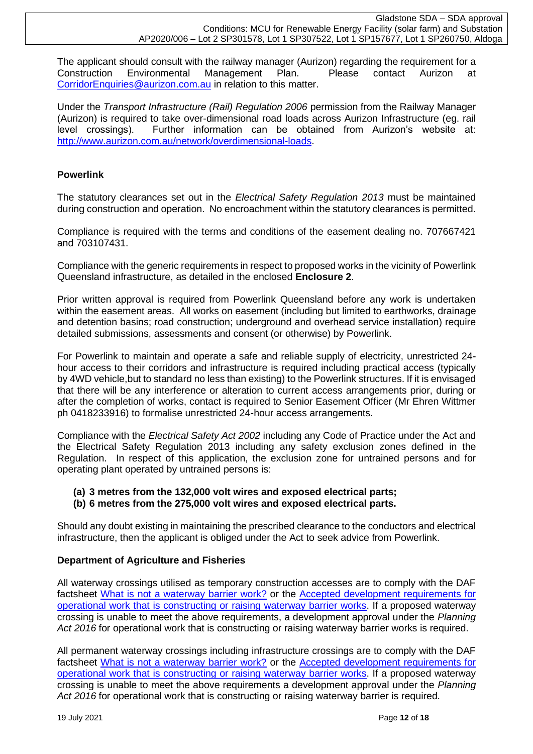The applicant should consult with the railway manager (Aurizon) regarding the requirement for a Construction Environmental Management Plan. Please contact Aurizon at CorridorEnquiries@aurizon.com.au in relation to this matter.

Under the *Transport Infrastructure (Rail) Regulation 2006* permission from the Railway Manager (Aurizon) is required to take over-dimensional road loads across Aurizon Infrastructure (eg. rail level crossings). Further information can be obtained from Aurizon's website at: http://www.aurizon.com.au/network/overdimensional-loads.

**Powerlink**

The statutory clearances set out in the *Electrical Safety Regulation 2013* must be maintained during construction and operation. No encroachment within the statutory clearances is permitted.

Compliance is required with the terms and conditions of the easement dealing no. 707667421 and 703107431.

Compliance with the generic requirements in respect to proposed works in the vicinity of Powerlink Queensland infrastructure, as detailed in the enclosed **Enclosure 2**.

Prior written approval is required from Powerlink Queensland before any work is undertaken within the easement areas. All works on easement (including but limited to earthworks, drainage and detention basins; road construction; underground and overhead service installation) require detailed submissions, assessments and consent (or otherwise) by Powerlink.

For Powerlink to maintain and operate a safe and reliable supply of electricity, unrestricted 24-hour access to their corridors and infrastructure is required including practical access (typically by 4WD vehicle,but to standard no less than existing) to the Powerlink structures. If it is envisaged that there will be any interference or alteration to current access arrangements prior, during or after the completion of works, contact is required to Senior Easement Officer (Mr Ehren Wittmer ph 0418233916) to formalise unrestricted 24-hour access arrangements.

Compliance with the *Electrical Safety Act 2002* including any Code of Practice under the Act and the Electrical Safety Regulation 2013 including any safety exclusion zones defined in the Regulation. In respect of this application, the exclusion zone for untrained persons and for operating plant operated by untrained persons is:

**(a) 3 metres from the 132,000 volt wires and exposed electrical parts;**
**(b) 6 metres from the 275,000 volt wires and exposed electrical parts.**

Should any doubt existing in maintaining the prescribed clearance to the conductors and electrical infrastructure, then the applicant is obliged under the Act to seek advice from Powerlink.

**Department of Agriculture and Fisheries**

All waterway crossings utilised as temporary construction accesses are to comply with the DAF factsheet What is not a waterway barrier work? or the Accepted development requirements for operational work that is constructing or raising waterway barrier works. If a proposed waterway crossing is unable to meet the above requirements, a development approval under the *Planning Act 2016* for operational work that is constructing or raising waterway barrier works is required.

All permanent waterway crossings including infrastructure crossings are to comply with the DAF factsheet What is not a waterway barrier work? or the Accepted development requirements for operational work that is constructing or raising waterway barrier works. If a proposed waterway crossing is unable to meet the above requirements a development approval under the *Planning Act 2016* for operational work that is constructing or raising waterway barrier is required.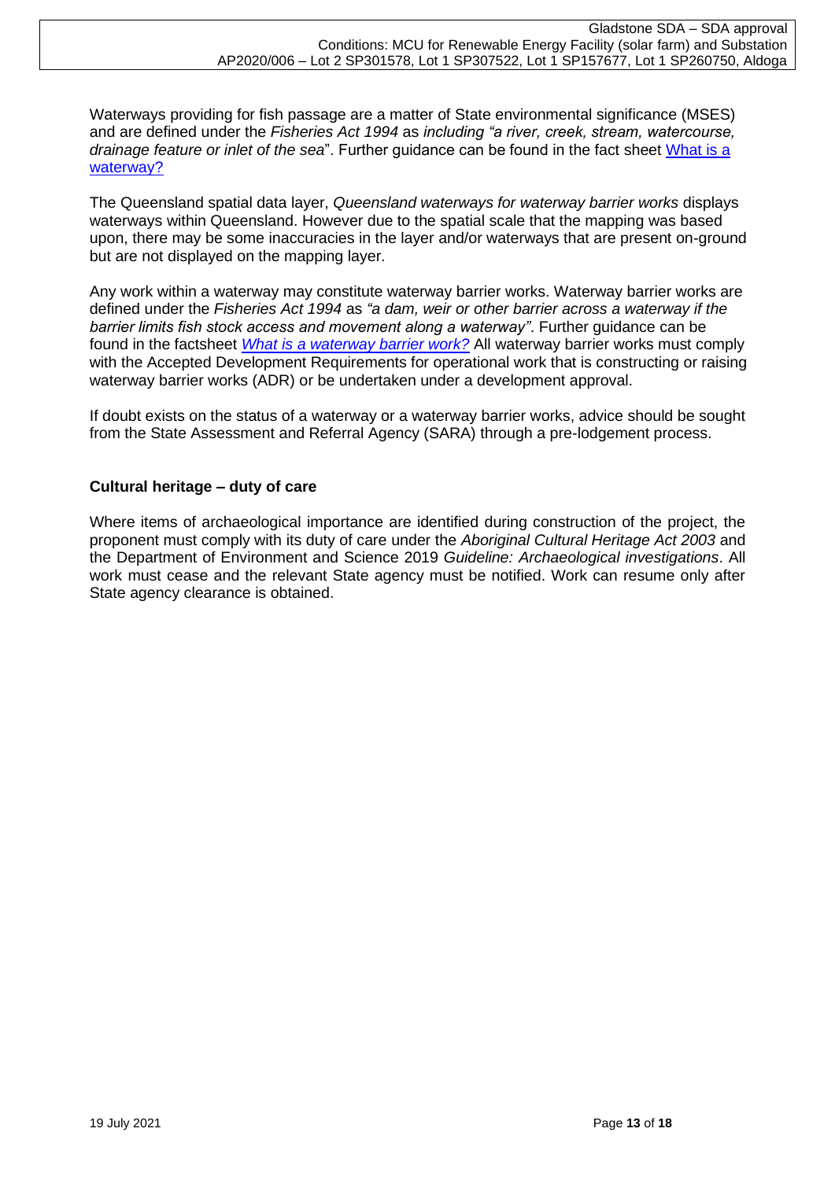Waterways providing for fish passage are a matter of State environmental significance (MSES) and are defined under the *Fisheries Act 1994* as *including "a river, creek, stream, watercourse, drainage feature or inlet of the sea*". Further guidance can be found in the fact sheet [What is a waterway?]

The Queensland spatial data layer, *Queensland waterways for waterway barrier works* displays waterways within Queensland. However due to the spatial scale that the mapping was based upon, there may be some inaccuracies in the layer and/or waterways that are present on-ground but are not displayed on the mapping layer.

Any work within a waterway may constitute waterway barrier works. Waterway barrier works are defined under the *Fisheries Act 1994* as *"a dam, weir or other barrier across a waterway if the barrier limits fish stock access and movement along a waterway"*. Further guidance can be found in the factsheet *[What is a waterway barrier work?]* All waterway barrier works must comply with the Accepted Development Requirements for operational work that is constructing or raising waterway barrier works (ADR) or be undertaken under a development approval.

If doubt exists on the status of a waterway or a waterway barrier works, advice should be sought from the State Assessment and Referral Agency (SARA) through a pre-lodgement process.

**Cultural heritage – duty of care**

Where items of archaeological importance are identified during construction of the project, the proponent must comply with its duty of care under the *Aboriginal Cultural Heritage Act 2003* and the Department of Environment and Science 2019 *Guideline: Archaeological investigations*. All work must cease and the relevant State agency must be notified. Work can resume only after State agency clearance is obtained.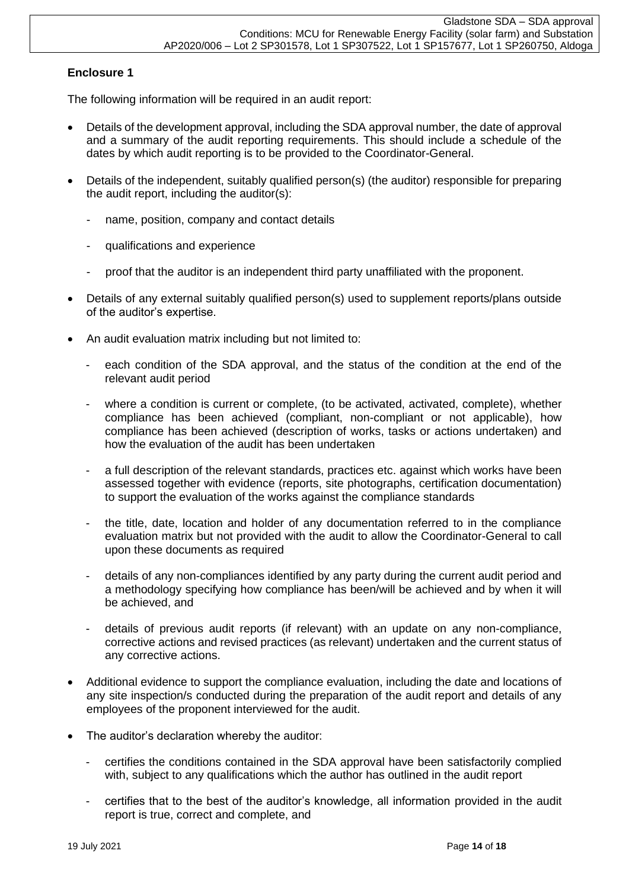## Enclosure 1

The following information will be required in an audit report:

- Details of the development approval, including the SDA approval number, the date of approval and a summary of the audit reporting requirements. This should include a schedule of the dates by which audit reporting is to be provided to the Coordinator-General.
- Details of the independent, suitably qualified person(s) (the auditor) responsible for preparing the audit report, including the auditor(s):
  - name, position, company and contact details
  - qualifications and experience
  - proof that the auditor is an independent third party unaffiliated with the proponent.
- Details of any external suitably qualified person(s) used to supplement reports/plans outside of the auditor's expertise.
- An audit evaluation matrix including but not limited to:
  - each condition of the SDA approval, and the status of the condition at the end of the relevant audit period
  - where a condition is current or complete, (to be activated, activated, complete), whether compliance has been achieved (compliant, non-compliant or not applicable), how compliance has been achieved (description of works, tasks or actions undertaken) and how the evaluation of the audit has been undertaken
  - a full description of the relevant standards, practices etc. against which works have been assessed together with evidence (reports, site photographs, certification documentation) to support the evaluation of the works against the compliance standards
  - the title, date, location and holder of any documentation referred to in the compliance evaluation matrix but not provided with the audit to allow the Coordinator-General to call upon these documents as required
  - details of any non-compliances identified by any party during the current audit period and a methodology specifying how compliance has been/will be achieved and by when it will be achieved, and
  - details of previous audit reports (if relevant) with an update on any non-compliance, corrective actions and revised practices (as relevant) undertaken and the current status of any corrective actions.
- Additional evidence to support the compliance evaluation, including the date and locations of any site inspection/s conducted during the preparation of the audit report and details of any employees of the proponent interviewed for the audit.
- The auditor's declaration whereby the auditor:
  - certifies the conditions contained in the SDA approval have been satisfactorily complied with, subject to any qualifications which the author has outlined in the audit report
  - certifies that to the best of the auditor's knowledge, all information provided in the audit report is true, correct and complete, and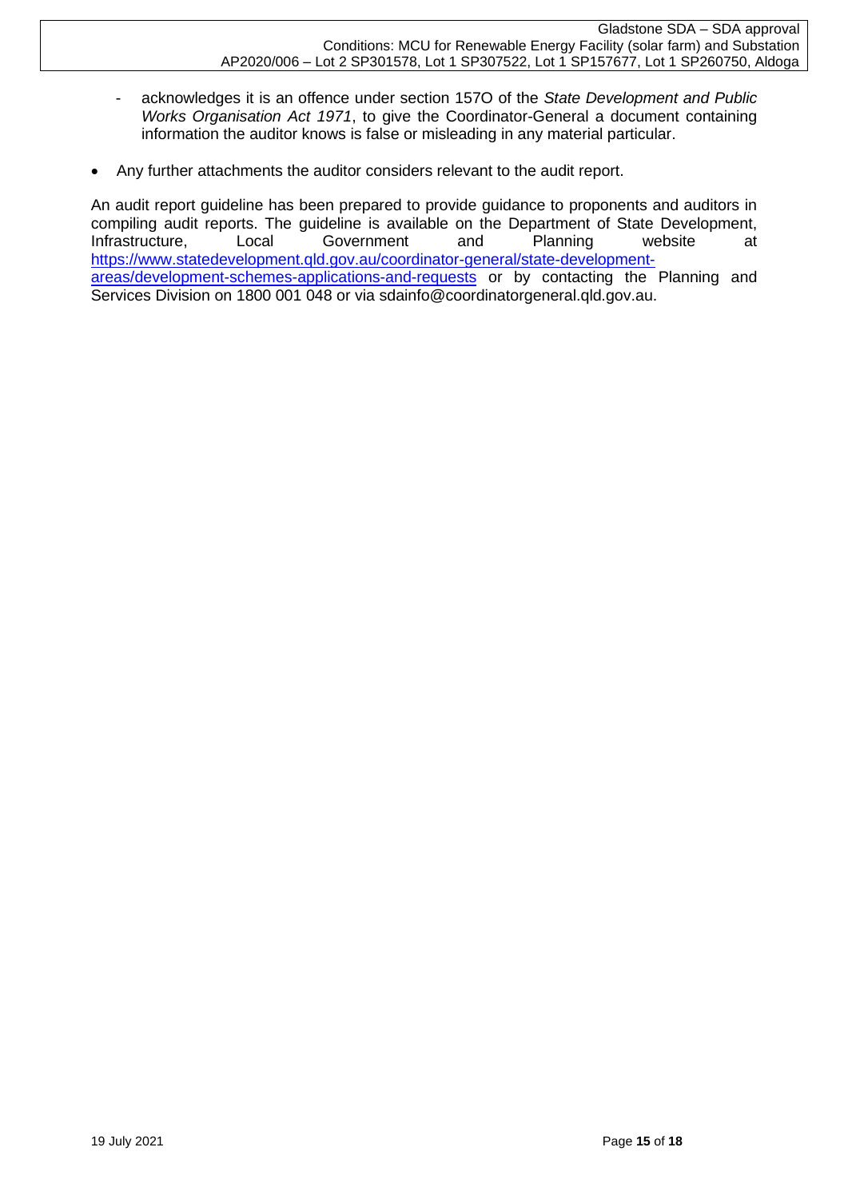- acknowledges it is an offence under section 157O of the *State Development and Public Works Organisation Act 1971*, to give the Coordinator-General a document containing information the auditor knows is false or misleading in any material particular.

- Any further attachments the auditor considers relevant to the audit report.

An audit report guideline has been prepared to provide guidance to proponents and auditors in compiling audit reports. The guideline is available on the Department of State Development, Infrastructure, Local Government and Planning website at [https://www.statedevelopment.qld.gov.au/coordinator-general/state-development-areas/development-schemes-applications-and-requests](https://www.statedevelopment.qld.gov.au/coordinator-general/state-development-areas/development-schemes-applications-and-requests) or by contacting the Planning and Services Division on 1800 001 048 or via sdainfo@coordinatorgeneral.qld.gov.au.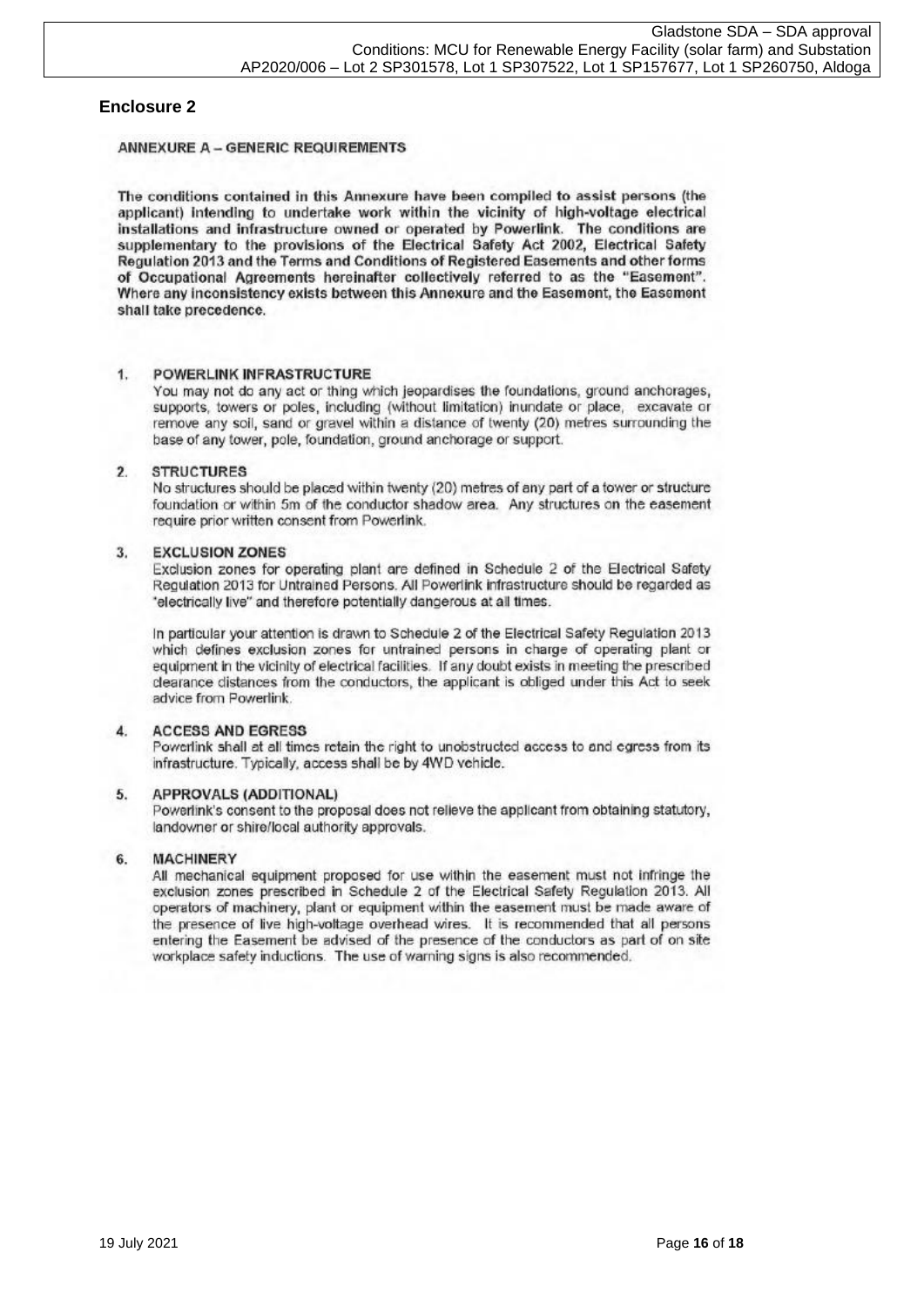## Enclosure 2

### ANNEXURE A – GENERIC REQUIREMENTS

**The conditions contained in this Annexure have been compiled to assist persons (the applicant) intending to undertake work within the vicinity of high-voltage electrical installations and infrastructure owned or operated by Powerlink. The conditions are supplementary to the provisions of the Electrical Safety Act 2002, Electrical Safety Regulation 2013 and the Terms and Conditions of Registered Easements and other forms of Occupational Agreements hereinafter collectively referred to as the "Easement". Where any inconsistency exists between this Annexure and the Easement, the Easement shall take precedence.**

**1. POWERLINK INFRASTRUCTURE**

You may not do any act or thing which jeopardises the foundations, ground anchorages, supports, towers or poles, including (without limitation) inundate or place, excavate or remove any soil, sand or gravel within a distance of twenty (20) metres surrounding the base of any tower, pole, foundation, ground anchorage or support.

**2. STRUCTURES**

No structures should be placed within twenty (20) metres of any part of a tower or structure foundation or within 5m of the conductor shadow area. Any structures on the easement require prior written consent from Powerlink.

**3. EXCLUSION ZONES**

Exclusion zones for operating plant are defined in Schedule 2 of the Electrical Safety Regulation 2013 for Untrained Persons. All Powerlink infrastructure should be regarded as "electrically live" and therefore potentially dangerous at all times.

In particular your attention is drawn to Schedule 2 of the Electrical Safety Regulation 2013 which defines exclusion zones for untrained persons in charge of operating plant or equipment in the vicinity of electrical facilities. If any doubt exists in meeting the prescribed clearance distances from the conductors, the applicant is obliged under this Act to seek advice from Powerlink.

**4. ACCESS AND EGRESS**

Powerlink shall at all times retain the right to unobstructed access to and egress from its infrastructure. Typically, access shall be by 4WD vehicle.

**5. APPROVALS (ADDITIONAL)**

Powerlink's consent to the proposal does not relieve the applicant from obtaining statutory, landowner or shire/local authority approvals.

**6. MACHINERY**

All mechanical equipment proposed for use within the easement must not infringe the exclusion zones prescribed in Schedule 2 of the Electrical Safety Regulation 2013. All operators of machinery, plant or equipment within the easement must be made aware of the presence of live high-voltage overhead wires. It is recommended that all persons entering the Easement be advised of the presence of the conductors as part of on site workplace safety inductions. The use of warning signs is also recommended.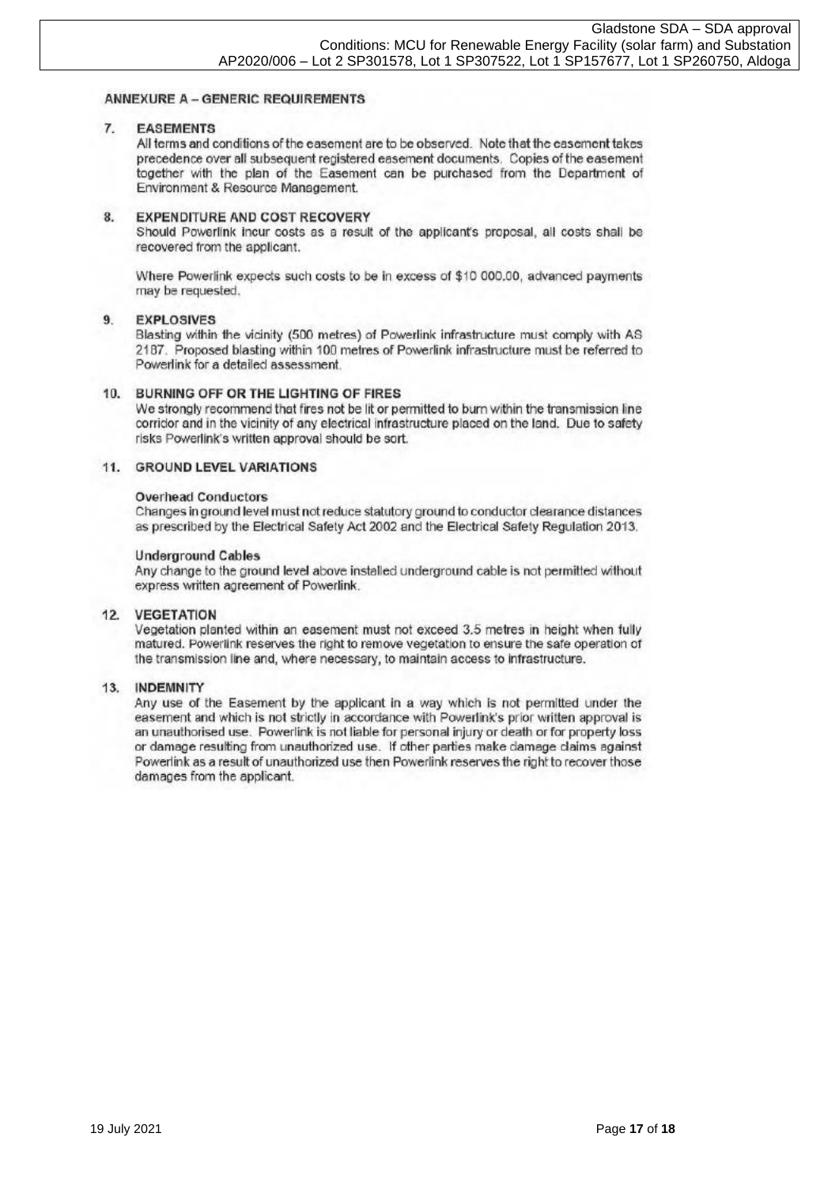## ANNEXURE A – GENERIC REQUIREMENTS

### 7. EASEMENTS

All terms and conditions of the easement are to be observed. Note that the easement takes precedence over all subsequent registered easement documents. Copies of the easement together with the plan of the Easement can be purchased from the Department of Environment & Resource Management.

### 8. EXPENDITURE AND COST RECOVERY

Should Powerlink incur costs as a result of the applicant's proposal, all costs shall be recovered from the applicant.

Where Powerlink expects such costs to be in excess of $10 000.00, advanced payments may be requested.

### 9. EXPLOSIVES

Blasting within the vicinity (500 metres) of Powerlink infrastructure must comply with AS 2187. Proposed blasting within 100 metres of Powerlink infrastructure must be referred to Powerlink for a detailed assessment.

### 10. BURNING OFF OR THE LIGHTING OF FIRES

We strongly recommend that fires not be lit or permitted to burn within the transmission line corridor and in the vicinity of any electrical infrastructure placed on the land. Due to safety risks Powerlink's written approval should be sort.

### 11. GROUND LEVEL VARIATIONS

#### Overhead Conductors

Changes in ground level must not reduce statutory ground to conductor clearance distances as prescribed by the Electrical Safety Act 2002 and the Electrical Safety Regulation 2013.

#### Underground Cables

Any change to the ground level above installed underground cable is not permitted without express written agreement of Powerlink.

### 12. VEGETATION

Vegetation planted within an easement must not exceed 3.5 metres in height when fully matured. Powerlink reserves the right to remove vegetation to ensure the safe operation of the transmission line and, where necessary, to maintain access to infrastructure.

### 13. INDEMNITY

Any use of the Easement by the applicant in a way which is not permitted under the easement and which is not strictly in accordance with Powerlink's prior written approval is an unauthorised use. Powerlink is not liable for personal injury or death or for property loss or damage resulting from unauthorized use. If other parties make damage claims against Powerlink as a result of unauthorized use then Powerlink reserves the right to recover those damages from the applicant.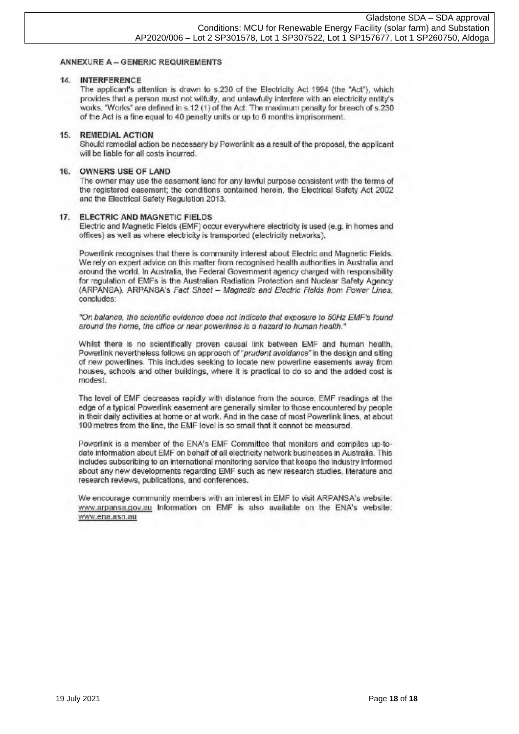## ANNEXURE A – GENERIC REQUIREMENTS

### 14. INTERFERENCE

The applicant's attention is drawn to s.230 of the Electricity Act 1994 (the "Act"), which provides that a person must not wilfully, and unlawfully interfere with an electricity entity's works. "Works" are defined in s.12 (1) of the Act. The maximum penalty for breach of s.230 of the Act is a fine equal to 40 penalty units or up to 6 months imprisonment.

### 15. REMEDIAL ACTION

Should remedial action be necessary by Powerlink as a result of the proposal, the applicant will be liable for all costs incurred.

### 16. OWNERS USE OF LAND

The owner may use the easement land for any lawful purpose consistent with the terms of the registered easement; the conditions contained herein, the Electrical Safety Act 2002 and the Electrical Safety Regulation 2013.

### 17. ELECTRIC AND MAGNETIC FIELDS

Electric and Magnetic Fields (EMF) occur everywhere electricity is used (e.g. in homes and offices) as well as where electricity is transported (electricity networks).

Powerlink recognises that there is community interest about Electric and Magnetic Fields. We rely on expert advice on this matter from recognised health authorities in Australia and around the world. In Australia, the Federal Government agency charged with responsibility for regulation of EMFs is the Australian Radiation Protection and Nuclear Safety Agency (ARPANSA). ARPANSA's *Fact Sheet – Magnetic and Electric Fields from Power Lines*, concludes:

*"On balance, the scientific evidence does not indicate that exposure to 50Hz EMF's found around the home, the office or near powerlines is a hazard to human health."*

Whilst there is no scientifically proven causal link between EMF and human health, Powerlink nevertheless follows an approach of "*prudent avoidance*" in the design and siting of new powerlines. This includes seeking to locate new powerline easements away from houses, schools and other buildings, where it is practical to do so and the added cost is modest.

The level of EMF decreases rapidly with distance from the source. EMF readings at the edge of a typical Powerlink easement are generally similar to those encountered by people in their daily activities at home or at work. And in the case of most Powerlink lines, at about 100 metres from the line, the EMF level is so small that it cannot be measured.

Powerlink is a member of the ENA's EMF Committee that monitors and compiles up-to-date information about EMF on behalf of all electricity network businesses in Australia. This includes subscribing to an international monitoring service that keeps the industry informed about any new developments regarding EMF such as new research studies, literature and research reviews, publications, and conferences.

We encourage community members with an interest in EMF to visit ARPANSA's website: www.arpansa.gov.au Information on EMF is also available on the ENA's website: www.ena.asn.au